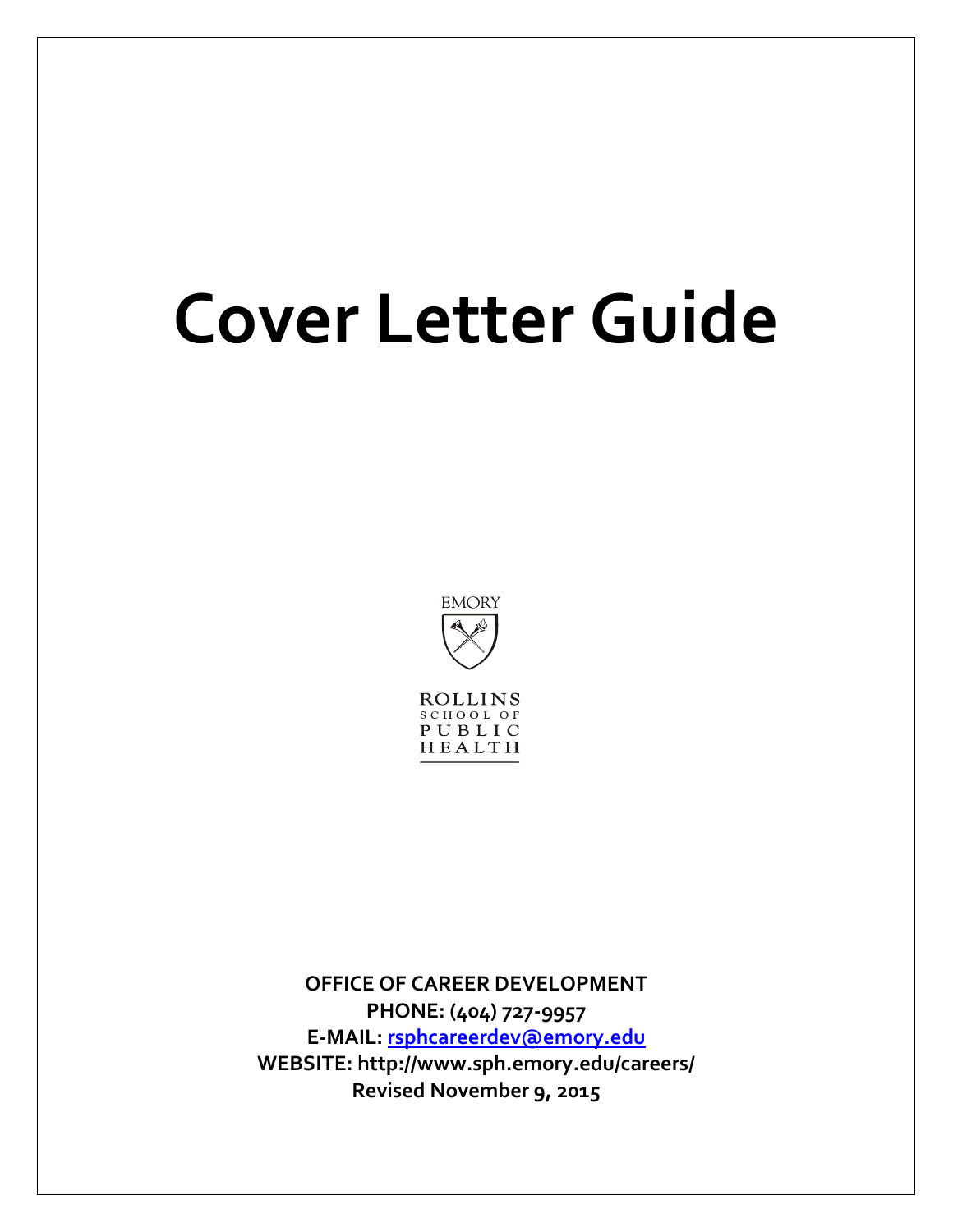# Cover Letter Guide

EMORY

ROLLINS SCHOOL OF PUBLIC HEALTH

**OFFICE OF CAREER DEVELOPMENT**
**PHONE: (404) 727-9957**
**E-MAIL: rsphcareerdev@emory.edu**
**WEBSITE: http://www.sph.emory.edu/careers/**
**Revised November 9, 2015**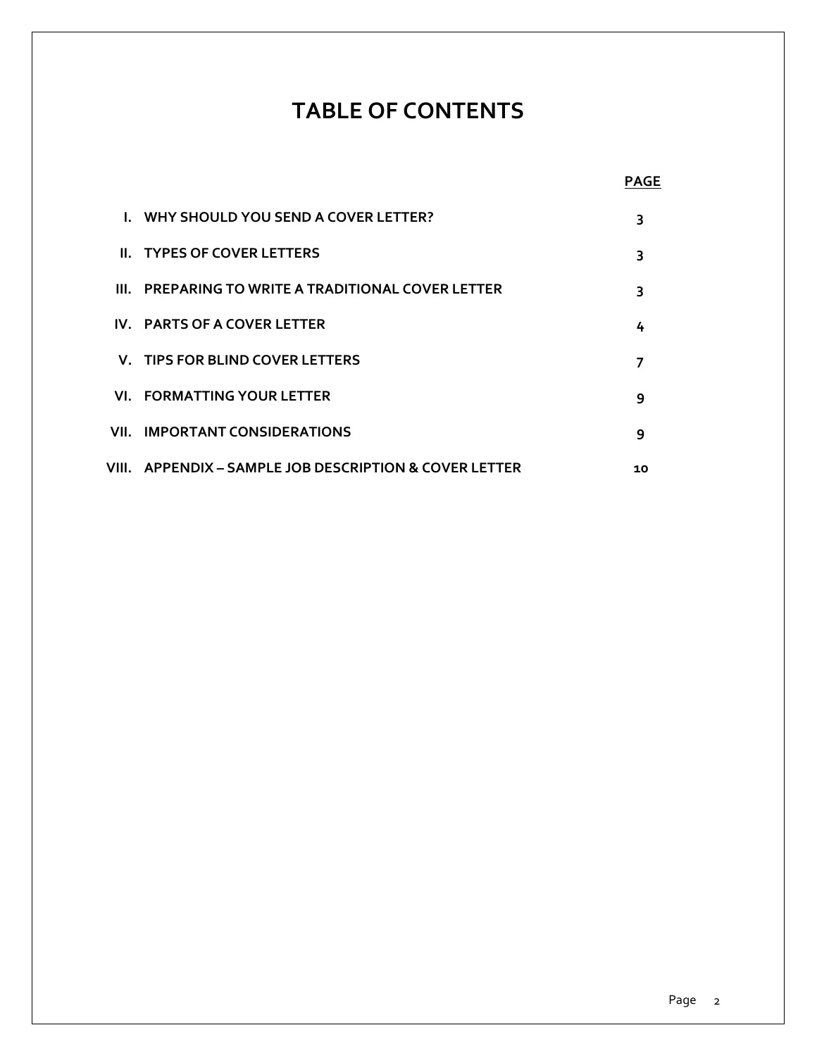# TABLE OF CONTENTS

| | | PAGE |
|---|---|---|
| I. | WHY SHOULD YOU SEND A COVER LETTER? | 3 |
| II. | TYPES OF COVER LETTERS | 3 |
| III. | PREPARING TO WRITE A TRADITIONAL COVER LETTER | 3 |
| IV. | PARTS OF A COVER LETTER | 4 |
| V. | TIPS FOR BLIND COVER LETTERS | 7 |
| VI. | FORMATTING YOUR LETTER | 9 |
| VII. | IMPORTANT CONSIDERATIONS | 9 |
| VIII. | APPENDIX – SAMPLE JOB DESCRIPTION & COVER LETTER | 10 |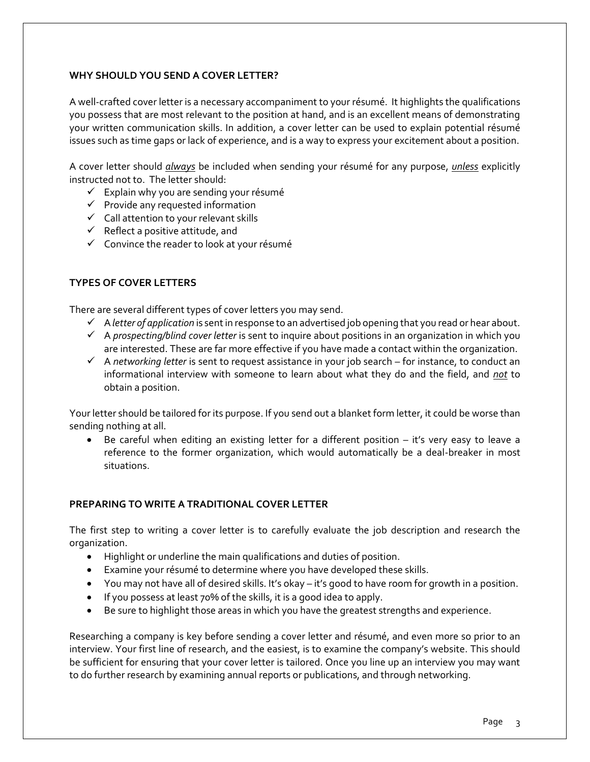## WHY SHOULD YOU SEND A COVER LETTER?

A well-crafted cover letter is a necessary accompaniment to your résumé. It highlights the qualifications you possess that are most relevant to the position at hand, and is an excellent means of demonstrating your written communication skills. In addition, a cover letter can be used to explain potential résumé issues such as time gaps or lack of experience, and is a way to express your excitement about a position.

A cover letter should ***always*** be included when sending your résumé for any purpose, ***unless*** explicitly instructed not to. The letter should:

- ✓ Explain why you are sending your résumé
- ✓ Provide any requested information
- ✓ Call attention to your relevant skills
- ✓ Reflect a positive attitude, and
- ✓ Convince the reader to look at your résumé

## TYPES OF COVER LETTERS

There are several different types of cover letters you may send.

- ✓ A *letter of application* is sent in response to an advertised job opening that you read or hear about.
- ✓ A *prospecting/blind cover letter* is sent to inquire about positions in an organization in which you are interested. These are far more effective if you have made a contact within the organization.
- ✓ A *networking letter* is sent to request assistance in your job search – for instance, to conduct an informational interview with someone to learn about what they do and the field, and ***not*** to obtain a position.

Your letter should be tailored for its purpose. If you send out a blanket form letter, it could be worse than sending nothing at all.

- Be careful when editing an existing letter for a different position – it's very easy to leave a reference to the former organization, which would automatically be a deal-breaker in most situations.

## PREPARING TO WRITE A TRADITIONAL COVER LETTER

The first step to writing a cover letter is to carefully evaluate the job description and research the organization.

- Highlight or underline the main qualifications and duties of position.
- Examine your résumé to determine where you have developed these skills.
- You may not have all of desired skills. It's okay – it's good to have room for growth in a position.
- If you possess at least 70% of the skills, it is a good idea to apply.
- Be sure to highlight those areas in which you have the greatest strengths and experience.

Researching a company is key before sending a cover letter and résumé, and even more so prior to an interview. Your first line of research, and the easiest, is to examine the company's website. This should be sufficient for ensuring that your cover letter is tailored. Once you line up an interview you may want to do further research by examining annual reports or publications, and through networking.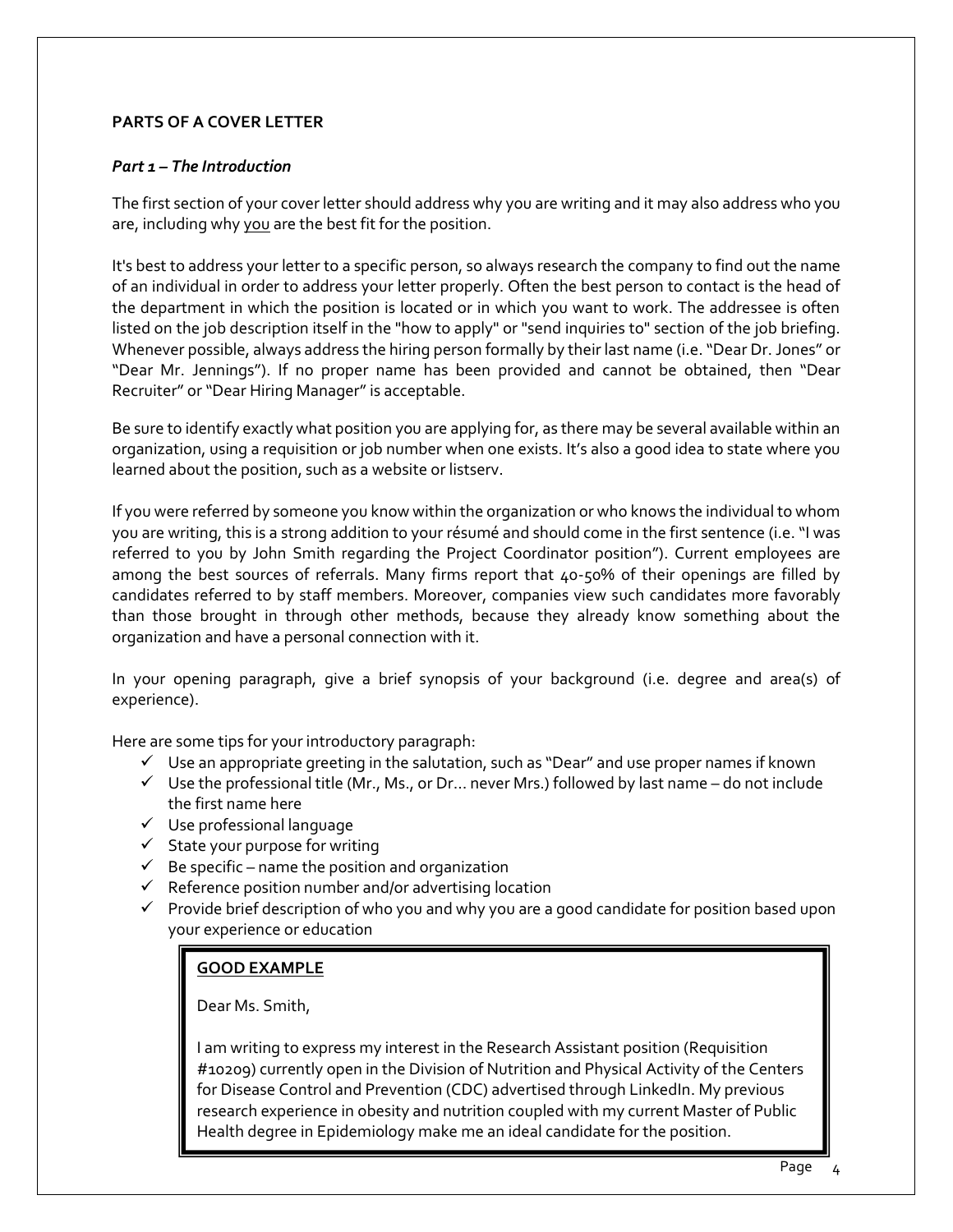## PARTS OF A COVER LETTER

### *Part 1 – The Introduction*

The first section of your cover letter should address why you are writing and it may also address who you are, including why <u>you</u> are the best fit for the position.

It's best to address your letter to a specific person, so always research the company to find out the name of an individual in order to address your letter properly. Often the best person to contact is the head of the department in which the position is located or in which you want to work. The addressee is often listed on the job description itself in the "how to apply" or "send inquiries to" section of the job briefing. Whenever possible, always address the hiring person formally by their last name (i.e. "Dear Dr. Jones" or "Dear Mr. Jennings"). If no proper name has been provided and cannot be obtained, then "Dear Recruiter" or "Dear Hiring Manager" is acceptable.

Be sure to identify exactly what position you are applying for, as there may be several available within an organization, using a requisition or job number when one exists. It's also a good idea to state where you learned about the position, such as a website or listserv.

If you were referred by someone you know within the organization or who knows the individual to whom you are writing, this is a strong addition to your résumé and should come in the first sentence (i.e. "I was referred to you by John Smith regarding the Project Coordinator position"). Current employees are among the best sources of referrals. Many firms report that 40-50% of their openings are filled by candidates referred to by staff members. Moreover, companies view such candidates more favorably than those brought in through other methods, because they already know something about the organization and have a personal connection with it.

In your opening paragraph, give a brief synopsis of your background (i.e. degree and area(s) of experience).

Here are some tips for your introductory paragraph:

- ✓ Use an appropriate greeting in the salutation, such as "Dear" and use proper names if known
- ✓ Use the professional title (Mr., Ms., or Dr… never Mrs.) followed by last name – do not include the first name here
- ✓ Use professional language
- ✓ State your purpose for writing
- ✓ Be specific – name the position and organization
- ✓ Reference position number and/or advertising location
- ✓ Provide brief description of who you and why you are a good candidate for position based upon your experience or education

> **<u>GOOD EXAMPLE</u>**
>
> Dear Ms. Smith,
>
> I am writing to express my interest in the Research Assistant position (Requisition #10209) currently open in the Division of Nutrition and Physical Activity of the Centers for Disease Control and Prevention (CDC) advertised through LinkedIn. My previous research experience in obesity and nutrition coupled with my current Master of Public Health degree in Epidemiology make me an ideal candidate for the position.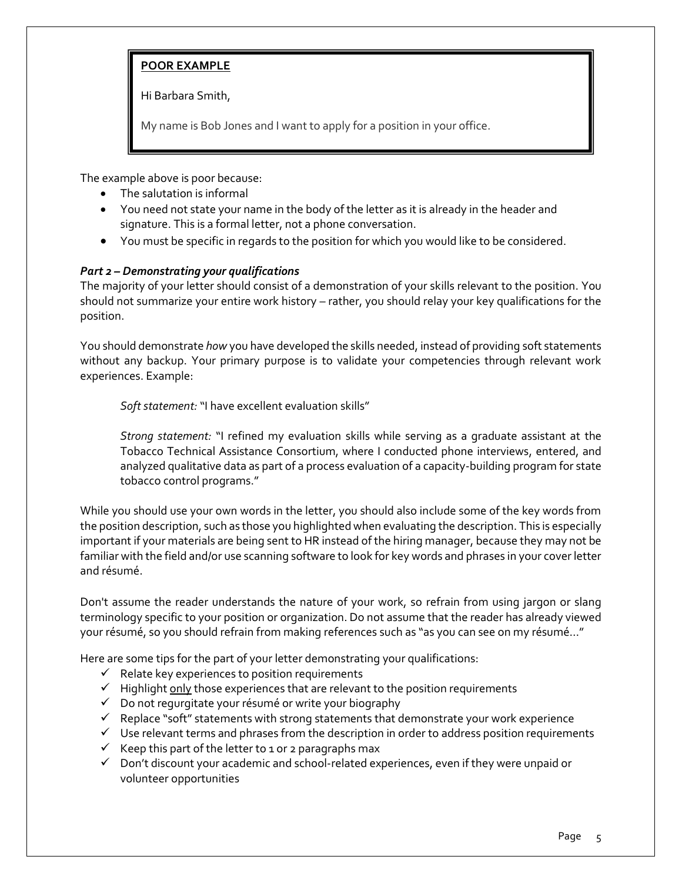**POOR EXAMPLE**

Hi Barbara Smith,

My name is Bob Jones and I want to apply for a position in your office.

The example above is poor because:

- The salutation is informal
- You need not state your name in the body of the letter as it is already in the header and signature. This is a formal letter, not a phone conversation.
- You must be specific in regards to the position for which you would like to be considered.

### *Part 2 – Demonstrating your qualifications*

The majority of your letter should consist of a demonstration of your skills relevant to the position. You should not summarize your entire work history – rather, you should relay your key qualifications for the position.

You should demonstrate *how* you have developed the skills needed, instead of providing soft statements without any backup. Your primary purpose is to validate your competencies through relevant work experiences. Example:

> *Soft statement:* "I have excellent evaluation skills"
>
> *Strong statement:* "I refined my evaluation skills while serving as a graduate assistant at the Tobacco Technical Assistance Consortium, where I conducted phone interviews, entered, and analyzed qualitative data as part of a process evaluation of a capacity-building program for state tobacco control programs."

While you should use your own words in the letter, you should also include some of the key words from the position description, such as those you highlighted when evaluating the description. This is especially important if your materials are being sent to HR instead of the hiring manager, because they may not be familiar with the field and/or use scanning software to look for key words and phrases in your cover letter and résumé.

Don't assume the reader understands the nature of your work, so refrain from using jargon or slang terminology specific to your position or organization. Do not assume that the reader has already viewed your résumé, so you should refrain from making references such as "as you can see on my résumé…"

Here are some tips for the part of your letter demonstrating your qualifications:

- ✓ Relate key experiences to position requirements
- ✓ Highlight only those experiences that are relevant to the position requirements
- ✓ Do not regurgitate your résumé or write your biography
- ✓ Replace "soft" statements with strong statements that demonstrate your work experience
- ✓ Use relevant terms and phrases from the description in order to address position requirements
- ✓ Keep this part of the letter to 1 or 2 paragraphs max
- ✓ Don't discount your academic and school-related experiences, even if they were unpaid or volunteer opportunities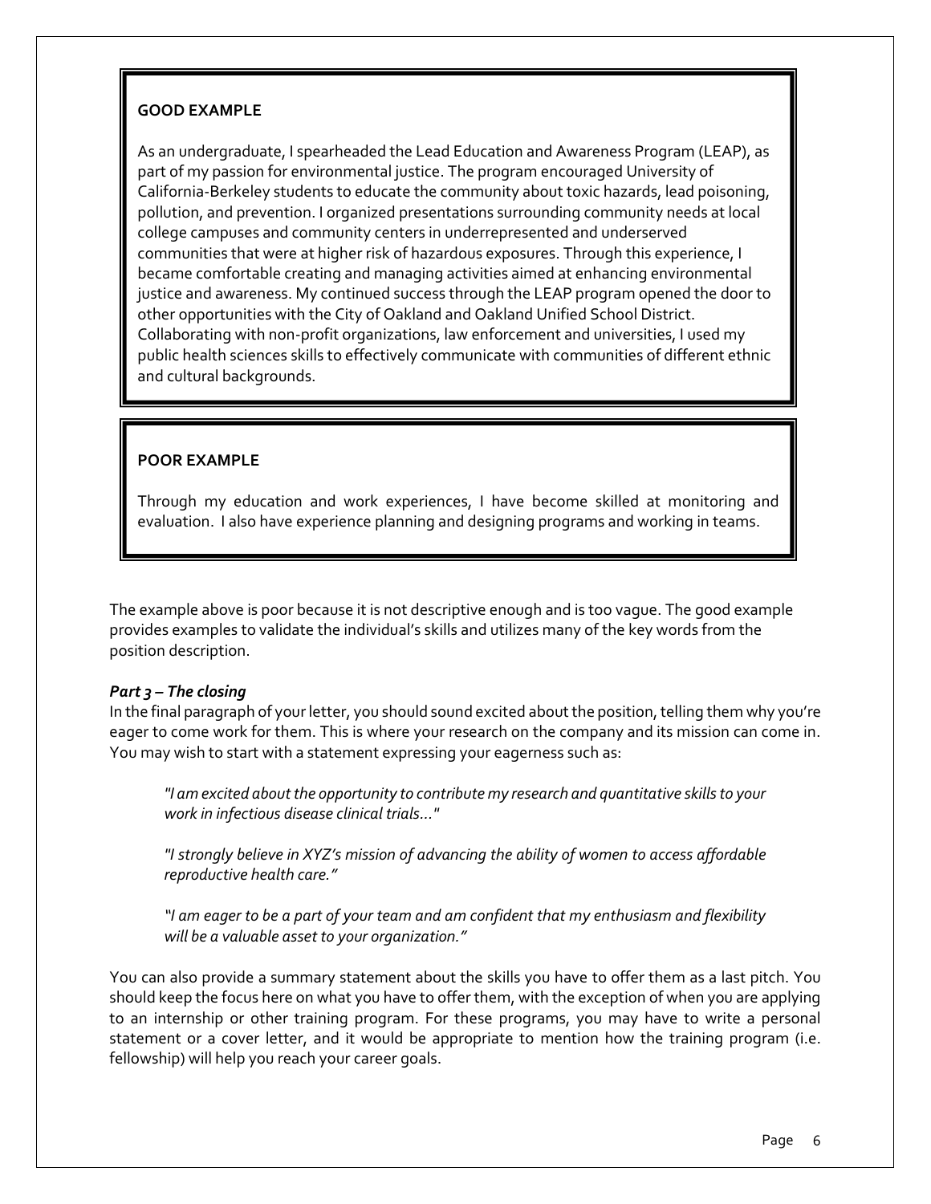**GOOD EXAMPLE**

As an undergraduate, I spearheaded the Lead Education and Awareness Program (LEAP), as part of my passion for environmental justice. The program encouraged University of California-Berkeley students to educate the community about toxic hazards, lead poisoning, pollution, and prevention. I organized presentations surrounding community needs at local college campuses and community centers in underrepresented and underserved communities that were at higher risk of hazardous exposures. Through this experience, I became comfortable creating and managing activities aimed at enhancing environmental justice and awareness. My continued success through the LEAP program opened the door to other opportunities with the City of Oakland and Oakland Unified School District. Collaborating with non-profit organizations, law enforcement and universities, I used my public health sciences skills to effectively communicate with communities of different ethnic and cultural backgrounds.

**POOR EXAMPLE**

Through my education and work experiences, I have become skilled at monitoring and evaluation. I also have experience planning and designing programs and working in teams.

The example above is poor because it is not descriptive enough and is too vague. The good example provides examples to validate the individual's skills and utilizes many of the key words from the position description.

***Part 3 – The closing***

In the final paragraph of your letter, you should sound excited about the position, telling them why you're eager to come work for them. This is where your research on the company and its mission can come in. You may wish to start with a statement expressing your eagerness such as:

> *"I am excited about the opportunity to contribute my research and quantitative skills to your work in infectious disease clinical trials…"*
>
> *"I strongly believe in XYZ's mission of advancing the ability of women to access affordable reproductive health care."*
>
> *"I am eager to be a part of your team and am confident that my enthusiasm and flexibility will be a valuable asset to your organization."*

You can also provide a summary statement about the skills you have to offer them as a last pitch. You should keep the focus here on what you have to offer them, with the exception of when you are applying to an internship or other training program. For these programs, you may have to write a personal statement or a cover letter, and it would be appropriate to mention how the training program (i.e. fellowship) will help you reach your career goals.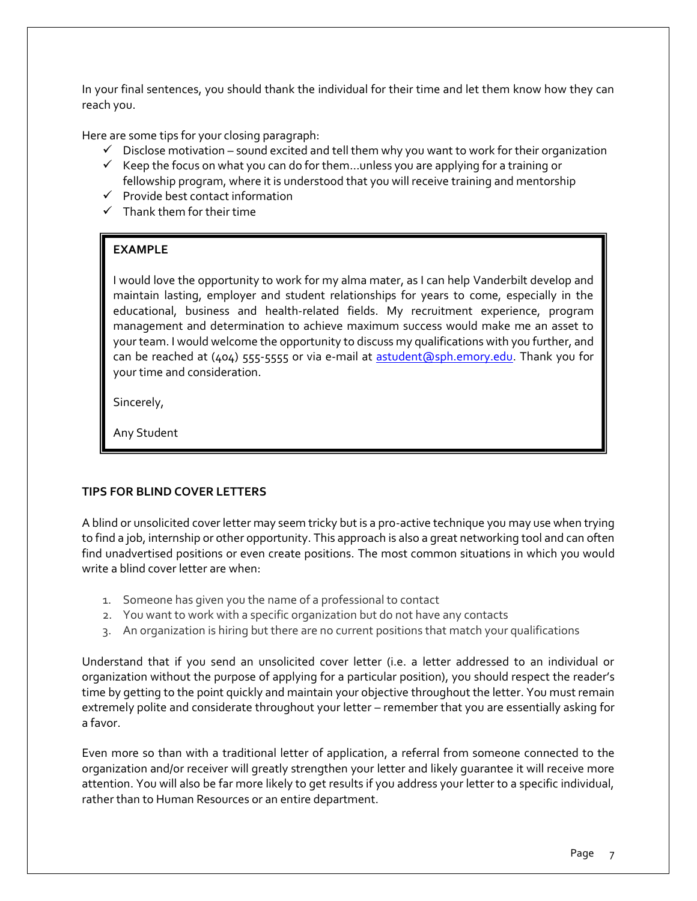In your final sentences, you should thank the individual for their time and let them know how they can reach you.

Here are some tips for your closing paragraph:

- ✓ Disclose motivation – sound excited and tell them why you want to work for their organization
- ✓ Keep the focus on what you can do for them…unless you are applying for a training or fellowship program, where it is understood that you will receive training and mentorship
- ✓ Provide best contact information
- ✓ Thank them for their time

> **EXAMPLE**
>
> I would love the opportunity to work for my alma mater, as I can help Vanderbilt develop and maintain lasting, employer and student relationships for years to come, especially in the educational, business and health-related fields. My recruitment experience, program management and determination to achieve maximum success would make me an asset to your team. I would welcome the opportunity to discuss my qualifications with you further, and can be reached at (404) 555-5555 or via e-mail at astudent@sph.emory.edu. Thank you for your time and consideration.
>
> Sincerely,
>
> Any Student

**TIPS FOR BLIND COVER LETTERS**

A blind or unsolicited cover letter may seem tricky but is a pro-active technique you may use when trying to find a job, internship or other opportunity. This approach is also a great networking tool and can often find unadvertised positions or even create positions. The most common situations in which you would write a blind cover letter are when:

1. Someone has given you the name of a professional to contact
2. You want to work with a specific organization but do not have any contacts
3. An organization is hiring but there are no current positions that match your qualifications

Understand that if you send an unsolicited cover letter (i.e. a letter addressed to an individual or organization without the purpose of applying for a particular position), you should respect the reader's time by getting to the point quickly and maintain your objective throughout the letter. You must remain extremely polite and considerate throughout your letter – remember that you are essentially asking for a favor.

Even more so than with a traditional letter of application, a referral from someone connected to the organization and/or receiver will greatly strengthen your letter and likely guarantee it will receive more attention. You will also be far more likely to get results if you address your letter to a specific individual, rather than to Human Resources or an entire department.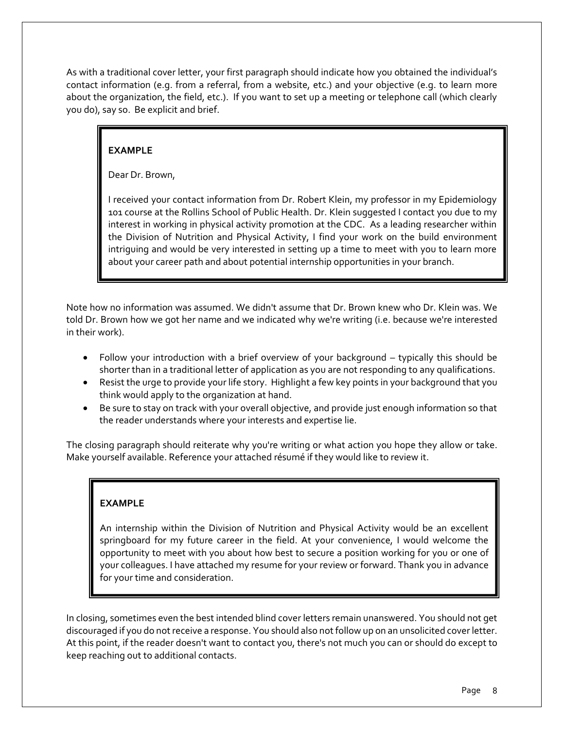As with a traditional cover letter, your first paragraph should indicate how you obtained the individual's contact information (e.g. from a referral, from a website, etc.) and your objective (e.g. to learn more about the organization, the field, etc.). If you want to set up a meeting or telephone call (which clearly you do), say so. Be explicit and brief.

> **EXAMPLE**
>
> Dear Dr. Brown,
>
> I received your contact information from Dr. Robert Klein, my professor in my Epidemiology 101 course at the Rollins School of Public Health. Dr. Klein suggested I contact you due to my interest in working in physical activity promotion at the CDC. As a leading researcher within the Division of Nutrition and Physical Activity, I find your work on the build environment intriguing and would be very interested in setting up a time to meet with you to learn more about your career path and about potential internship opportunities in your branch.

Note how no information was assumed. We didn't assume that Dr. Brown knew who Dr. Klein was. We told Dr. Brown how we got her name and we indicated why we're writing (i.e. because we're interested in their work).

- Follow your introduction with a brief overview of your background – typically this should be shorter than in a traditional letter of application as you are not responding to any qualifications.
- Resist the urge to provide your life story. Highlight a few key points in your background that you think would apply to the organization at hand.
- Be sure to stay on track with your overall objective, and provide just enough information so that the reader understands where your interests and expertise lie.

The closing paragraph should reiterate why you're writing or what action you hope they allow or take. Make yourself available. Reference your attached résumé if they would like to review it.

> **EXAMPLE**
>
> An internship within the Division of Nutrition and Physical Activity would be an excellent springboard for my future career in the field. At your convenience, I would welcome the opportunity to meet with you about how best to secure a position working for you or one of your colleagues. I have attached my resume for your review or forward. Thank you in advance for your time and consideration.

In closing, sometimes even the best intended blind cover letters remain unanswered. You should not get discouraged if you do not receive a response. You should also not follow up on an unsolicited cover letter. At this point, if the reader doesn't want to contact you, there's not much you can or should do except to keep reaching out to additional contacts.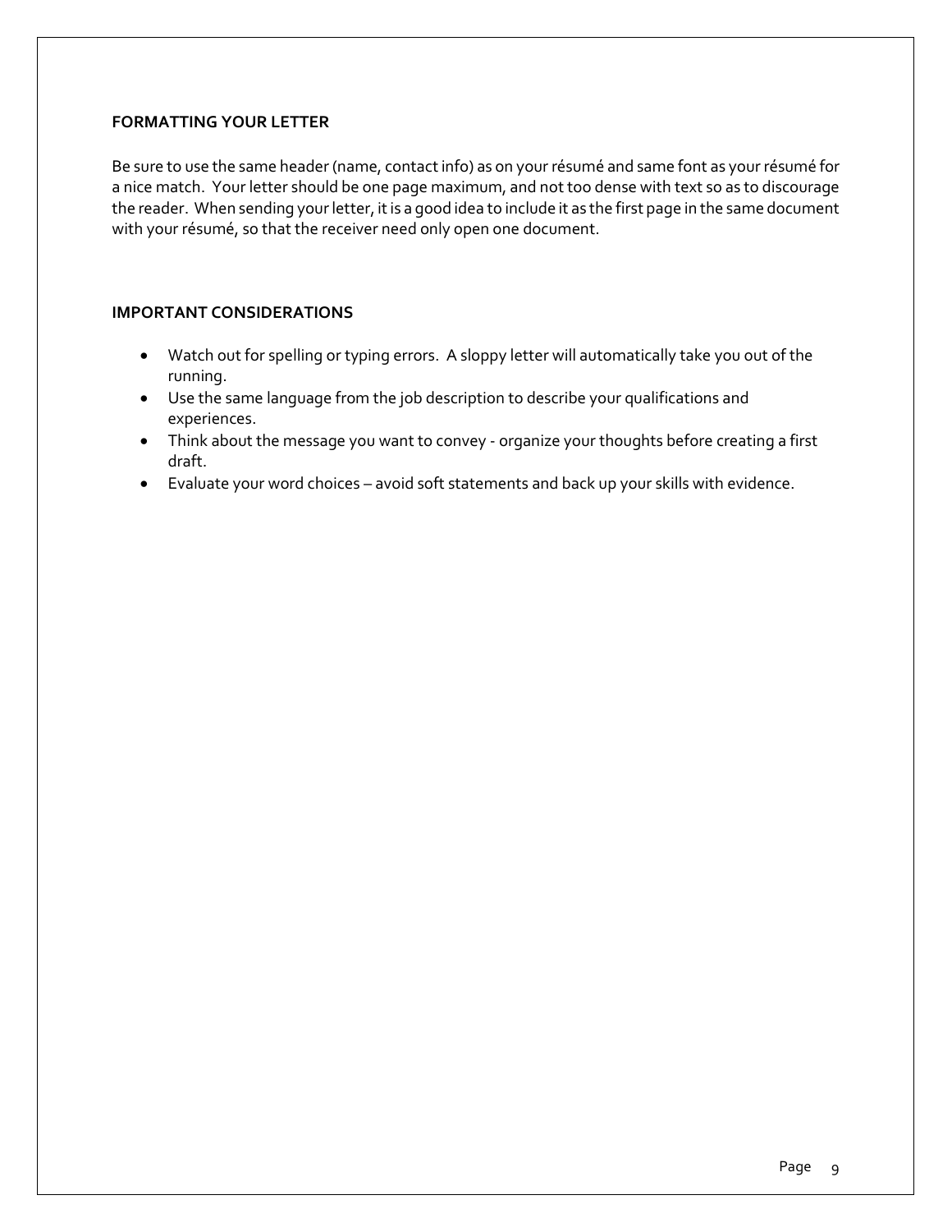## FORMATTING YOUR LETTER

Be sure to use the same header (name, contact info) as on your résumé and same font as your résumé for a nice match. Your letter should be one page maximum, and not too dense with text so as to discourage the reader. When sending your letter, it is a good idea to include it as the first page in the same document with your résumé, so that the receiver need only open one document.

## IMPORTANT CONSIDERATIONS

- Watch out for spelling or typing errors. A sloppy letter will automatically take you out of the running.
- Use the same language from the job description to describe your qualifications and experiences.
- Think about the message you want to convey - organize your thoughts before creating a first draft.
- Evaluate your word choices – avoid soft statements and back up your skills with evidence.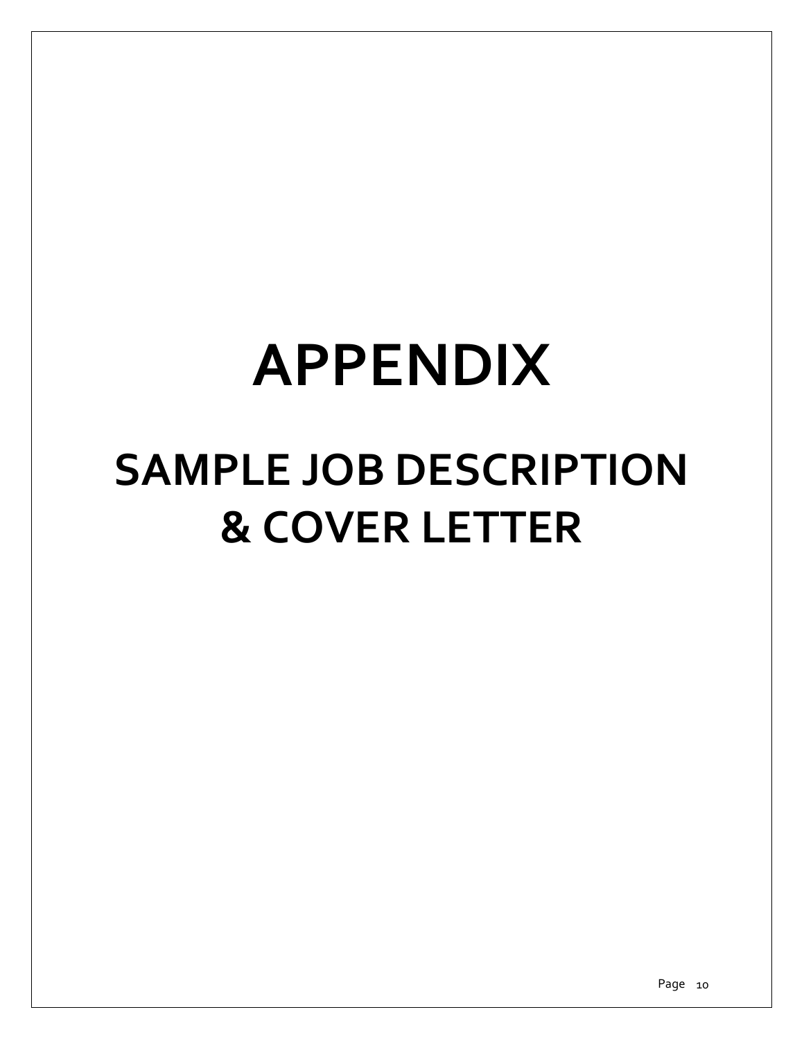# APPENDIX

## SAMPLE JOB DESCRIPTION & COVER LETTER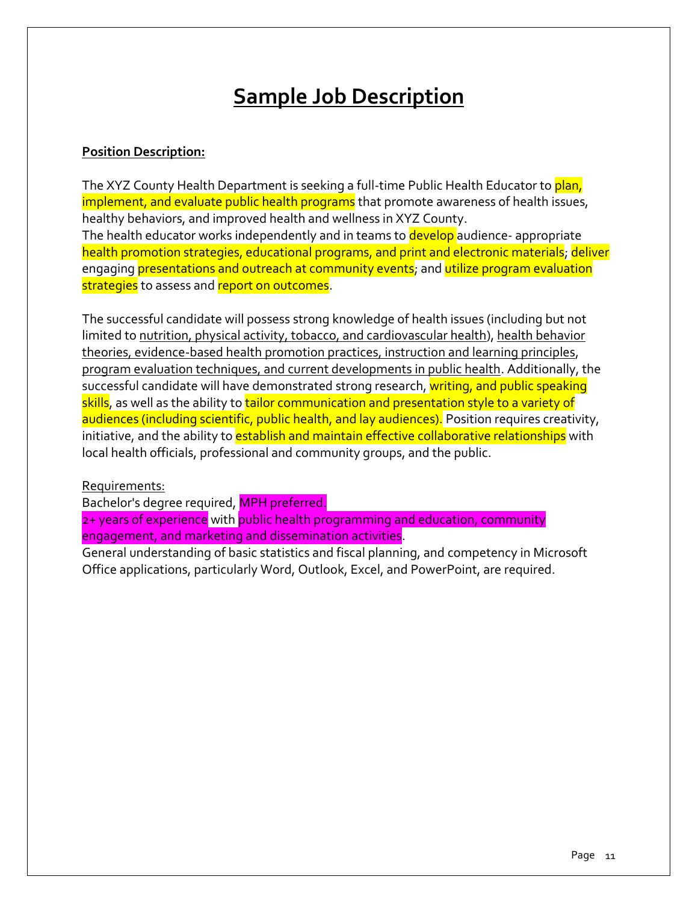# Sample Job Description

**Position Description:**

The XYZ County Health Department is seeking a full-time Public Health Educator to plan, implement, and evaluate public health programs that promote awareness of health issues, healthy behaviors, and improved health and wellness in XYZ County.
The health educator works independently and in teams to develop audience- appropriate health promotion strategies, educational programs, and print and electronic materials; deliver engaging presentations and outreach at community events; and utilize program evaluation strategies to assess and report on outcomes.

The successful candidate will possess strong knowledge of health issues (including but not limited to nutrition, physical activity, tobacco, and cardiovascular health), health behavior theories, evidence-based health promotion practices, instruction and learning principles, program evaluation techniques, and current developments in public health. Additionally, the successful candidate will have demonstrated strong research, writing, and public speaking skills, as well as the ability to tailor communication and presentation style to a variety of audiences (including scientific, public health, and lay audiences). Position requires creativity, initiative, and the ability to establish and maintain effective collaborative relationships with local health officials, professional and community groups, and the public.

Requirements:

Bachelor's degree required, MPH preferred.
2+ years of experience with public health programming and education, community engagement, and marketing and dissemination activities.
General understanding of basic statistics and fiscal planning, and competency in Microsoft Office applications, particularly Word, Outlook, Excel, and PowerPoint, are required.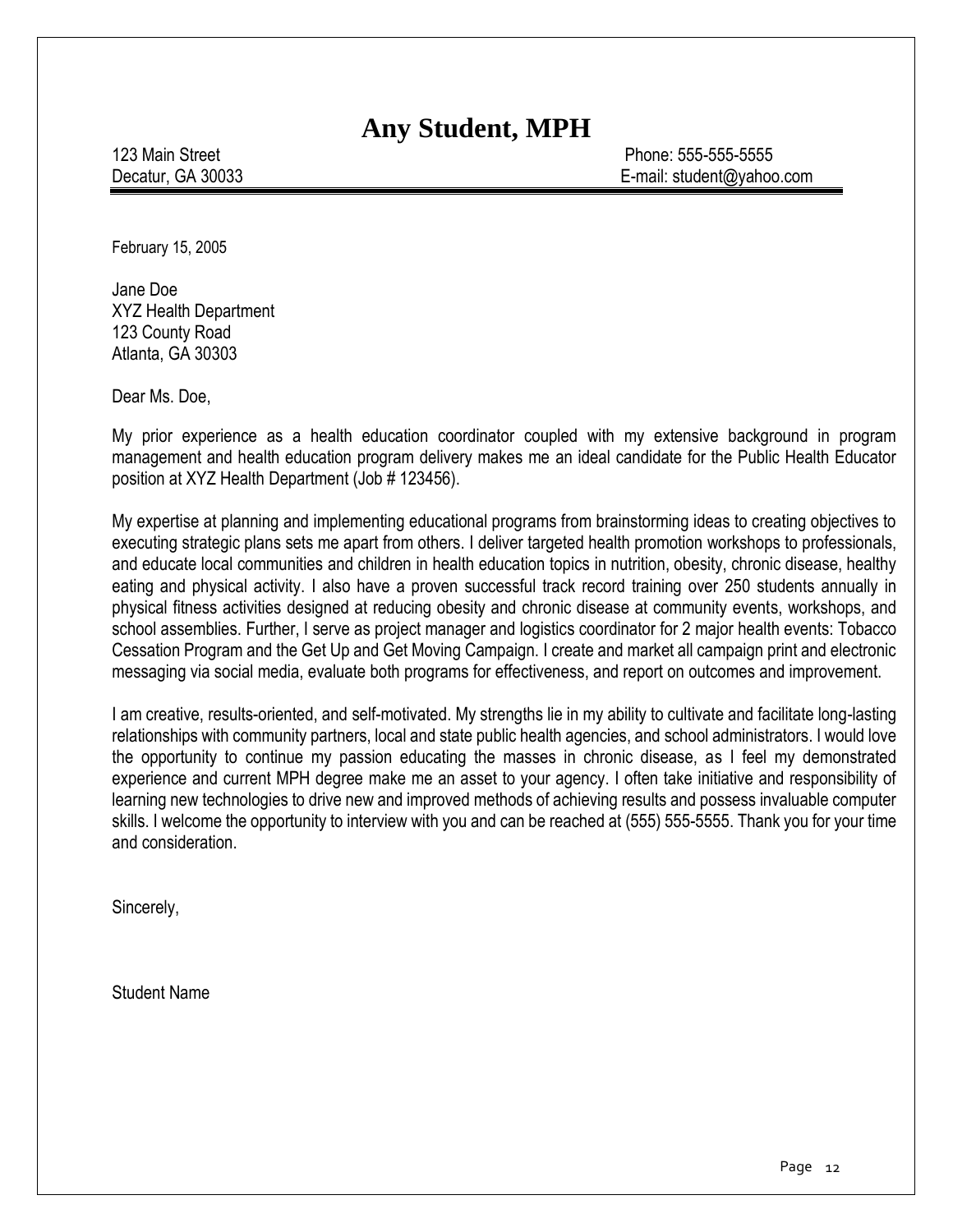# Any Student, MPH

123 Main Street  
Decatur, GA 30033

Phone: 555-555-5555  
E-mail: student@yahoo.com

February 15, 2005

Jane Doe  
XYZ Health Department  
123 County Road  
Atlanta, GA 30303

Dear Ms. Doe,

My prior experience as a health education coordinator coupled with my extensive background in program management and health education program delivery makes me an ideal candidate for the Public Health Educator position at XYZ Health Department (Job # 123456).

My expertise at planning and implementing educational programs from brainstorming ideas to creating objectives to executing strategic plans sets me apart from others. I deliver targeted health promotion workshops to professionals, and educate local communities and children in health education topics in nutrition, obesity, chronic disease, healthy eating and physical activity. I also have a proven successful track record training over 250 students annually in physical fitness activities designed at reducing obesity and chronic disease at community events, workshops, and school assemblies. Further, I serve as project manager and logistics coordinator for 2 major health events: Tobacco Cessation Program and the Get Up and Get Moving Campaign. I create and market all campaign print and electronic messaging via social media, evaluate both programs for effectiveness, and report on outcomes and improvement.

I am creative, results-oriented, and self-motivated. My strengths lie in my ability to cultivate and facilitate long-lasting relationships with community partners, local and state public health agencies, and school administrators. I would love the opportunity to continue my passion educating the masses in chronic disease, as I feel my demonstrated experience and current MPH degree make me an asset to your agency. I often take initiative and responsibility of learning new technologies to drive new and improved methods of achieving results and possess invaluable computer skills. I welcome the opportunity to interview with you and can be reached at (555) 555-5555. Thank you for your time and consideration.

Sincerely,

Student Name